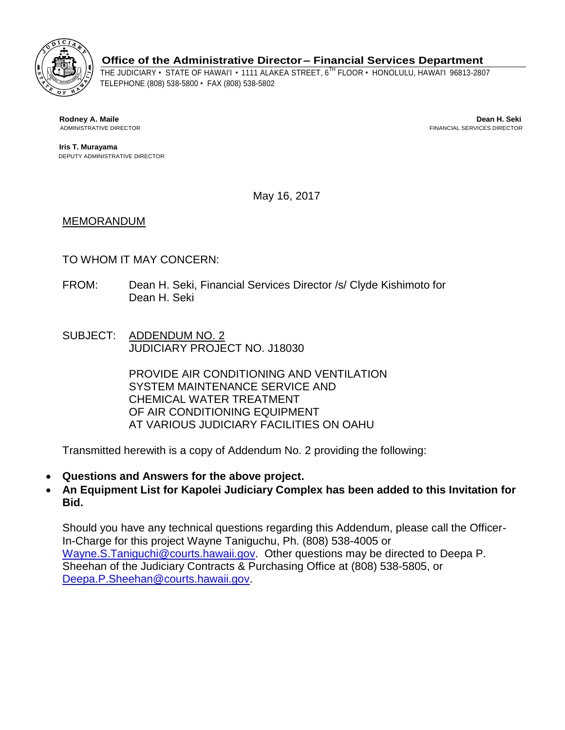**Office of the Administrative Director – Financial Services Department**

THE JUDICIARY • STATE OF HAWAI'I • 1111 ALAKEA STREET, 6TH FLOOR • HONOLULU, HAWAI'I 96813-2807
TELEPHONE (808) 538-5800 • FAX (808) 538-5802

**Rodney A. Maile**
ADMINISTRATIVE DIRECTOR

**Iris T. Murayama**
DEPUTY ADMINISTRATIVE DIRECTOR

**Dean H. Seki**
FINANCIAL SERVICES DIRECTOR

May 16, 2017

MEMORANDUM

TO WHOM IT MAY CONCERN:

FROM: Dean H. Seki, Financial Services Director /s/ Clyde Kishimoto for Dean H. Seki

SUBJECT: ADDENDUM NO. 2
JUDICIARY PROJECT NO. J18030

PROVIDE AIR CONDITIONING AND VENTILATION SYSTEM MAINTENANCE SERVICE AND CHEMICAL WATER TREATMENT OF AIR CONDITIONING EQUIPMENT AT VARIOUS JUDICIARY FACILITIES ON OAHU

Transmitted herewith is a copy of Addendum No. 2 providing the following:

- **Questions and Answers for the above project.**
- **An Equipment List for Kapolei Judiciary Complex has been added to this Invitation for Bid.**

Should you have any technical questions regarding this Addendum, please call the Officer-In-Charge for this project Wayne Taniguchu, Ph. (808) 538-4005 or Wayne.S.Taniguchi@courts.hawaii.gov. Other questions may be directed to Deepa P. Sheehan of the Judiciary Contracts & Purchasing Office at (808) 538-5805, or Deepa.P.Sheehan@courts.hawaii.gov.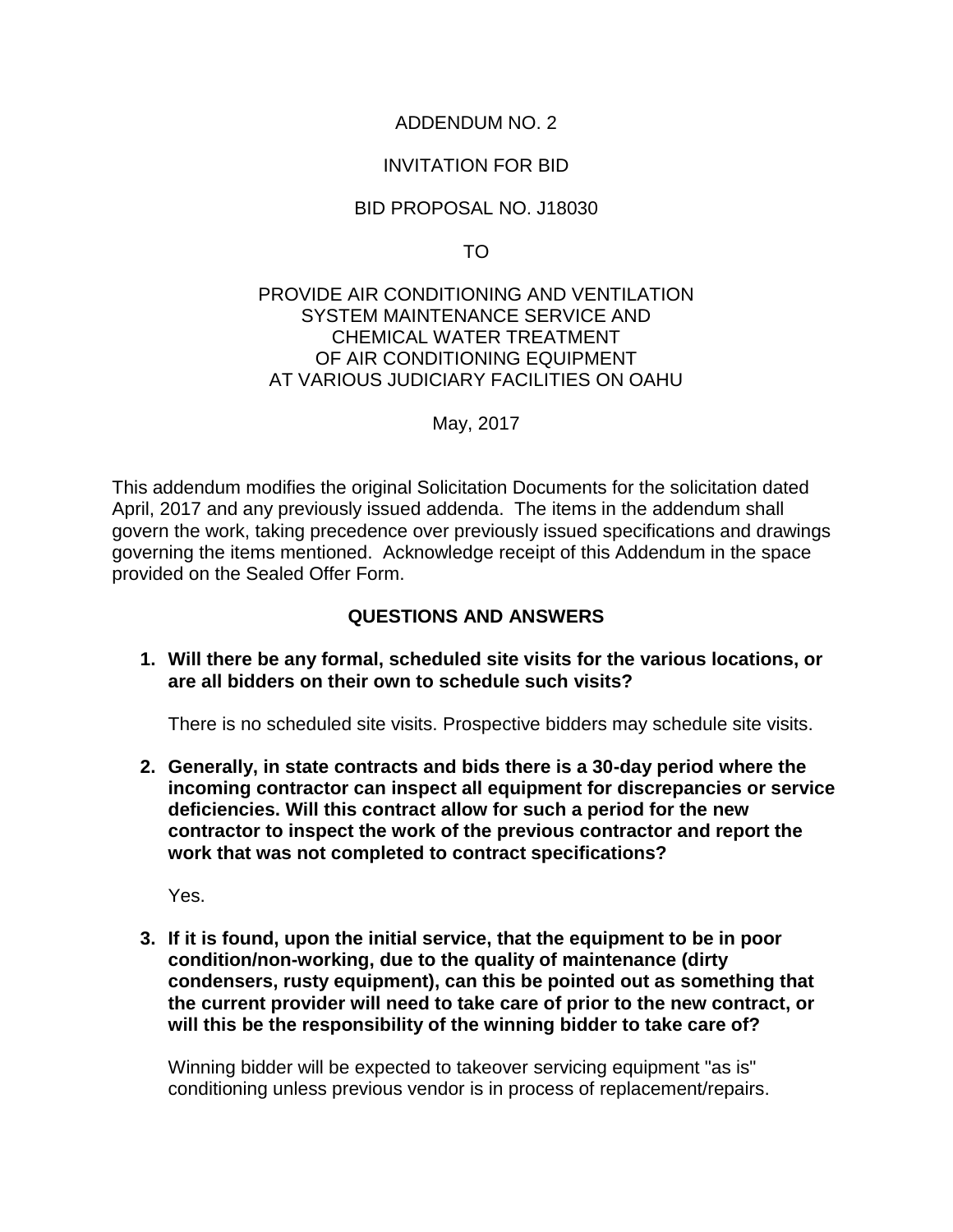ADDENDUM NO. 2

INVITATION FOR BID

BID PROPOSAL NO. J18030

TO

PROVIDE AIR CONDITIONING AND VENTILATION SYSTEM MAINTENANCE SERVICE AND CHEMICAL WATER TREATMENT OF AIR CONDITIONING EQUIPMENT AT VARIOUS JUDICIARY FACILITIES ON OAHU

May, 2017

This addendum modifies the original Solicitation Documents for the solicitation dated April, 2017 and any previously issued addenda. The items in the addendum shall govern the work, taking precedence over previously issued specifications and drawings governing the items mentioned. Acknowledge receipt of this Addendum in the space provided on the Sealed Offer Form.

## QUESTIONS AND ANSWERS

1. **Will there be any formal, scheduled site visits for the various locations, or are all bidders on their own to schedule such visits?**

   There is no scheduled site visits. Prospective bidders may schedule site visits.

2. **Generally, in state contracts and bids there is a 30-day period where the incoming contractor can inspect all equipment for discrepancies or service deficiencies. Will this contract allow for such a period for the new contractor to inspect the work of the previous contractor and report the work that was not completed to contract specifications?**

   Yes.

3. **If it is found, upon the initial service, that the equipment to be in poor condition/non-working, due to the quality of maintenance (dirty condensers, rusty equipment), can this be pointed out as something that the current provider will need to take care of prior to the new contract, or will this be the responsibility of the winning bidder to take care of?**

   Winning bidder will be expected to takeover servicing equipment "as is" conditioning unless previous vendor is in process of replacement/repairs.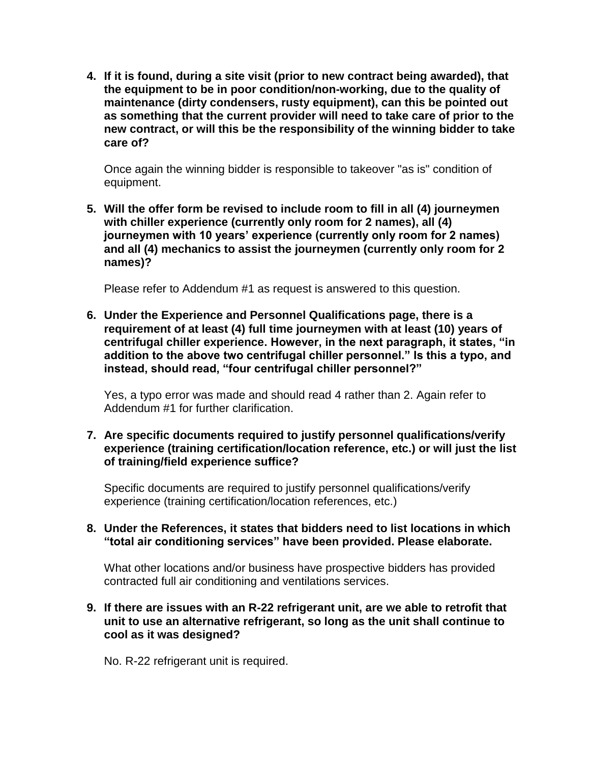4. **If it is found, during a site visit (prior to new contract being awarded), that the equipment to be in poor condition/non-working, due to the quality of maintenance (dirty condensers, rusty equipment), can this be pointed out as something that the current provider will need to take care of prior to the new contract, or will this be the responsibility of the winning bidder to take care of?**

   Once again the winning bidder is responsible to takeover "as is" condition of equipment.

5. **Will the offer form be revised to include room to fill in all (4) journeymen with chiller experience (currently only room for 2 names), all (4) journeymen with 10 years' experience (currently only room for 2 names) and all (4) mechanics to assist the journeymen (currently only room for 2 names)?**

   Please refer to Addendum #1 as request is answered to this question.

6. **Under the Experience and Personnel Qualifications page, there is a requirement of at least (4) full time journeymen with at least (10) years of centrifugal chiller experience. However, in the next paragraph, it states, "in addition to the above two centrifugal chiller personnel." Is this a typo, and instead, should read, "four centrifugal chiller personnel?"**

   Yes, a typo error was made and should read 4 rather than 2. Again refer to Addendum #1 for further clarification.

7. **Are specific documents required to justify personnel qualifications/verify experience (training certification/location reference, etc.) or will just the list of training/field experience suffice?**

   Specific documents are required to justify personnel qualifications/verify experience (training certification/location references, etc.)

8. **Under the References, it states that bidders need to list locations in which "total air conditioning services" have been provided. Please elaborate.**

   What other locations and/or business have prospective bidders has provided contracted full air conditioning and ventilations services.

9. **If there are issues with an R-22 refrigerant unit, are we able to retrofit that unit to use an alternative refrigerant, so long as the unit shall continue to cool as it was designed?**

   No. R-22 refrigerant unit is required.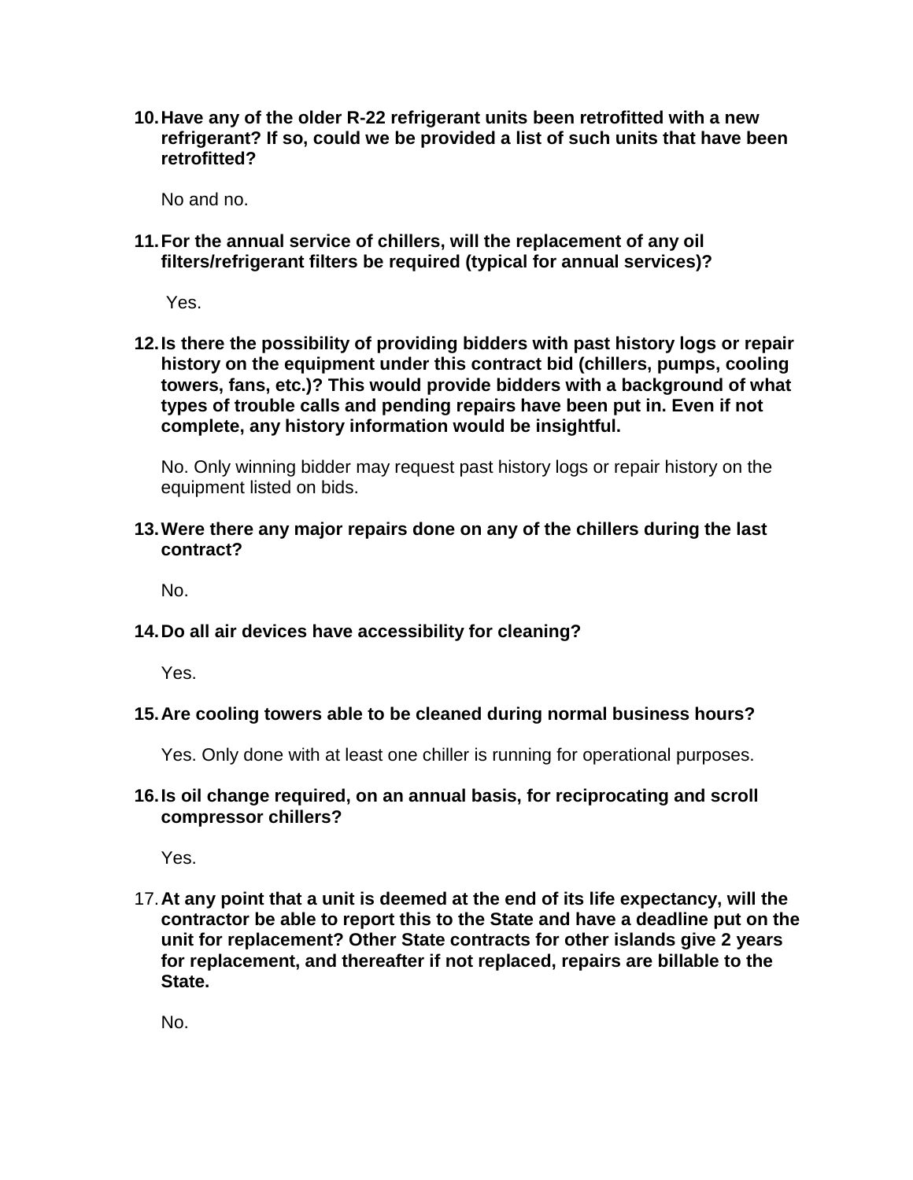10. **Have any of the older R-22 refrigerant units been retrofitted with a new refrigerant? If so, could we be provided a list of such units that have been retrofitted?**

    No and no.

11. **For the annual service of chillers, will the replacement of any oil filters/refrigerant filters be required (typical for annual services)?**

    Yes.

12. **Is there the possibility of providing bidders with past history logs or repair history on the equipment under this contract bid (chillers, pumps, cooling towers, fans, etc.)? This would provide bidders with a background of what types of trouble calls and pending repairs have been put in. Even if not complete, any history information would be insightful.**

    No. Only winning bidder may request past history logs or repair history on the equipment listed on bids.

13. **Were there any major repairs done on any of the chillers during the last contract?**

    No.

14. **Do all air devices have accessibility for cleaning?**

    Yes.

15. **Are cooling towers able to be cleaned during normal business hours?**

    Yes. Only done with at least one chiller is running for operational purposes.

16. **Is oil change required, on an annual basis, for reciprocating and scroll compressor chillers?**

    Yes.

17. **At any point that a unit is deemed at the end of its life expectancy, will the contractor be able to report this to the State and have a deadline put on the unit for replacement? Other State contracts for other islands give 2 years for replacement, and thereafter if not replaced, repairs are billable to the State.**

    No.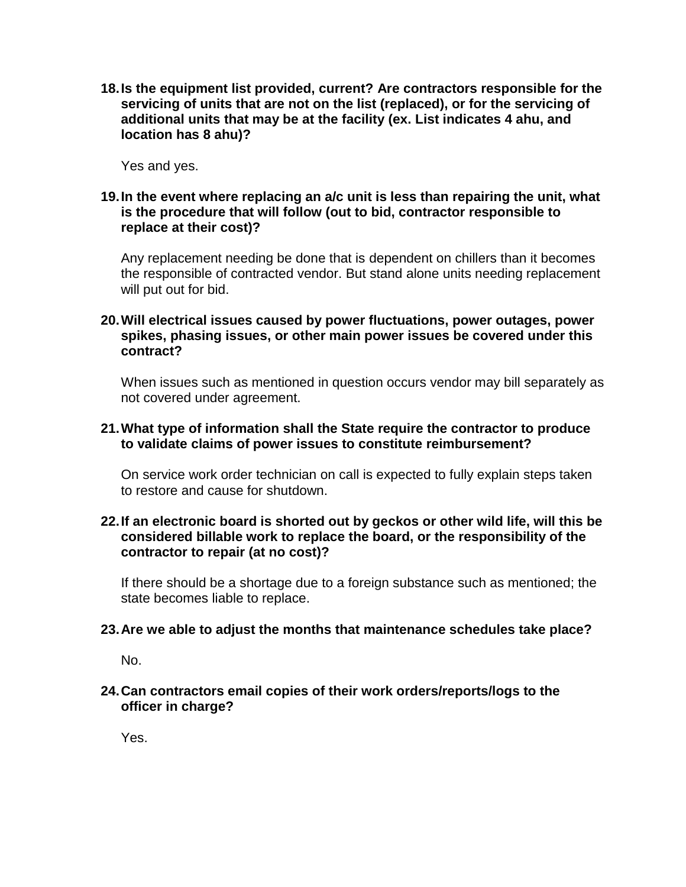18. **Is the equipment list provided, current? Are contractors responsible for the servicing of units that are not on the list (replaced), or for the servicing of additional units that may be at the facility (ex. List indicates 4 ahu, and location has 8 ahu)?**

    Yes and yes.

19. **In the event where replacing an a/c unit is less than repairing the unit, what is the procedure that will follow (out to bid, contractor responsible to replace at their cost)?**

    Any replacement needing be done that is dependent on chillers than it becomes the responsible of contracted vendor. But stand alone units needing replacement will put out for bid.

20. **Will electrical issues caused by power fluctuations, power outages, power spikes, phasing issues, or other main power issues be covered under this contract?**

    When issues such as mentioned in question occurs vendor may bill separately as not covered under agreement.

21. **What type of information shall the State require the contractor to produce to validate claims of power issues to constitute reimbursement?**

    On service work order technician on call is expected to fully explain steps taken to restore and cause for shutdown.

22. **If an electronic board is shorted out by geckos or other wild life, will this be considered billable work to replace the board, or the responsibility of the contractor to repair (at no cost)?**

    If there should be a shortage due to a foreign substance such as mentioned; the state becomes liable to replace.

23. **Are we able to adjust the months that maintenance schedules take place?**

    No.

24. **Can contractors email copies of their work orders/reports/logs to the officer in charge?**

    Yes.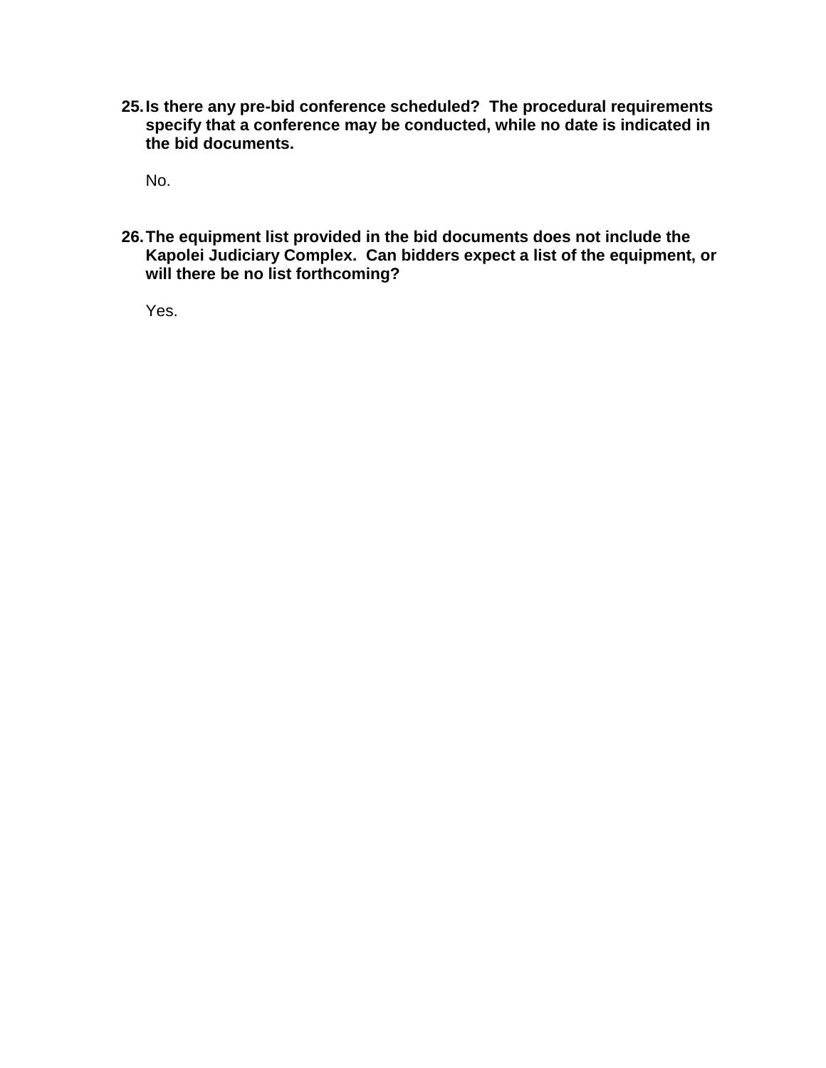25. **Is there any pre-bid conference scheduled? The procedural requirements specify that a conference may be conducted, while no date is indicated in the bid documents.**

    No.

26. **The equipment list provided in the bid documents does not include the Kapolei Judiciary Complex. Can bidders expect a list of the equipment, or will there be no list forthcoming?**

    Yes.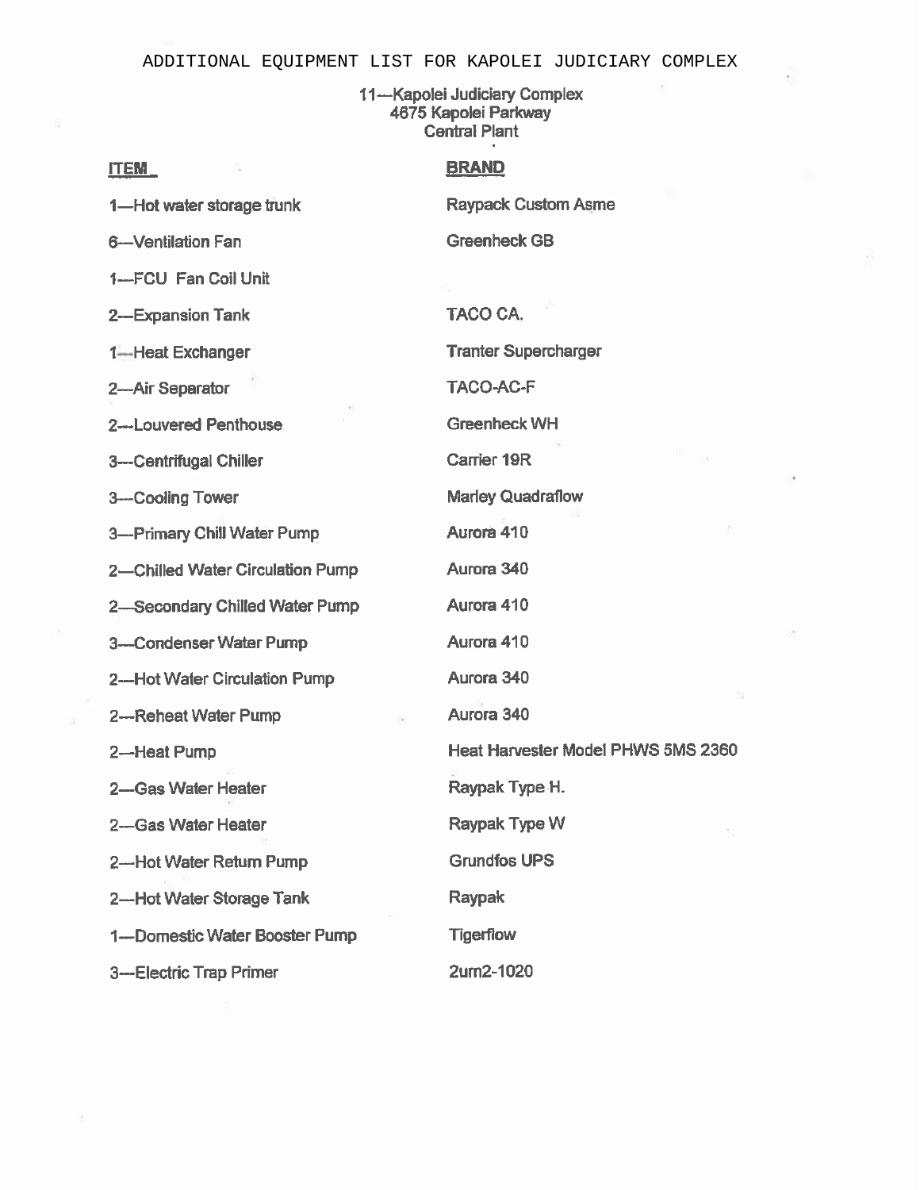# ADDITIONAL EQUIPMENT LIST FOR KAPOLEI JUDICIARY COMPLEX

11—Kapolei Judiciary Complex
4675 Kapolei Parkway
Central Plant

| ITEM | BRAND |
|---|---|
| 1—Hot water storage trunk | Raypack Custom Asme |
| 6—Ventilation Fan | Greenheck GB |
| 1—FCU Fan Coil Unit | |
| 2—Expansion Tank | TACO CA. |
| 1—Heat Exchanger | Tranter Supercharger |
| 2—Air Separator | TACO-AC-F |
| 2—Louvered Penthouse | Greenheck WH |
| 3—Centrifugal Chiller | Carrier 19R |
| 3—Cooling Tower | Marley Quadraflow |
| 3—Primary Chill Water Pump | Aurora 410 |
| 2—Chilled Water Circulation Pump | Aurora 340 |
| 2—Secondary Chilled Water Pump | Aurora 410 |
| 3—Condenser Water Pump | Aurora 410 |
| 2—Hot Water Circulation Pump | Aurora 340 |
| 2—Reheat Water Pump | Aurora 340 |
| 2—Heat Pump | Heat Harvester Model PHWS 5MS 2360 |
| 2—Gas Water Heater | Raypak Type H. |
| 2—Gas Water Heater | Raypak Type W |
| 2—Hot Water Return Pump | Grundfos UPS |
| 2—Hot Water Storage Tank | Raypak |
| 1—Domestic Water Booster Pump | Tigerflow |
| 3—Electric Trap Primer | 2um2-1020 |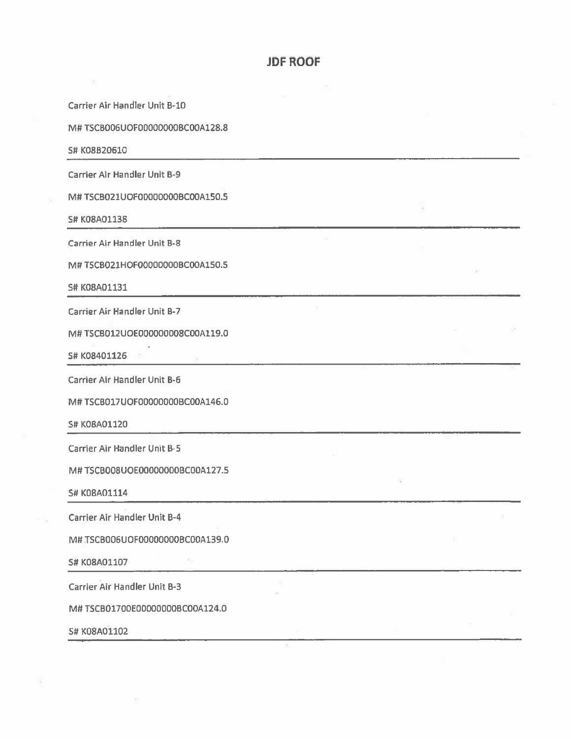# JDF ROOF

Carrier Air Handler Unit B-10

M# TSCB006UOF00000000BC00A128.8

S# K08B20610

---

Carrier Air Handler Unit B-9

M# TSCB021UOF00000000BC00A150.5

S# K08A01138

---

Carrier Air Handler Unit B-8

M# TSCB021HOF00000000BC00A150.5

S# K08A01131

---

Carrier Air Handler Unit B-7

M# TSCB012UOE000000008C00A119.0

S# K08401126

---

Carrier Air Handler Unit B-6

M# TSCB017UOF00000000BC00A146.0

S# K08A01120

---

Carrier Air Handler Unit B-5

M# TSCB008UOE00000000BC00A127.5

S# K08A01114

---

Carrier Air Handler Unit B-4

M# TSCB006UOF00000000BC00A139.0

S# K08A01107

---

Carrier Air Handler Unit B-3

M# TSCB01700E00000000BC00A124.0

S# K08A01102

---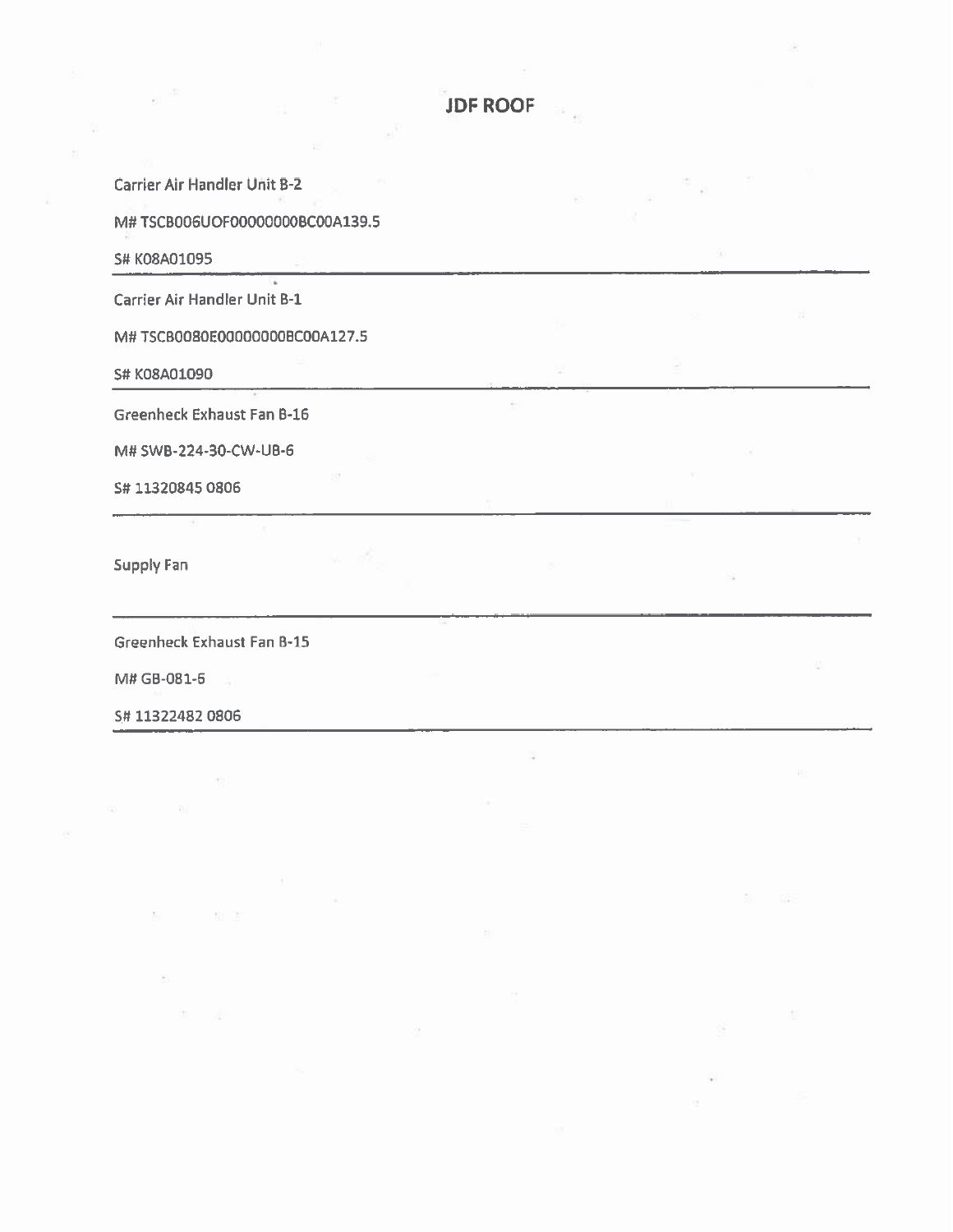# JDF ROOF

Carrier Air Handler Unit B-2

M# TSCB006UOF00000000BC00A139.5

S# K08A01095

---

Carrier Air Handler Unit B-1

M# TSCB0080E00000000BC00A127.5

S# K08A01090

---

Greenheck Exhaust Fan B-16

M# SWB-224-30-CW-UB-6

S# 11320845 0806

---

Supply Fan

---

Greenheck Exhaust Fan B-15

M# GB-081-6

S# 11322482 0806

---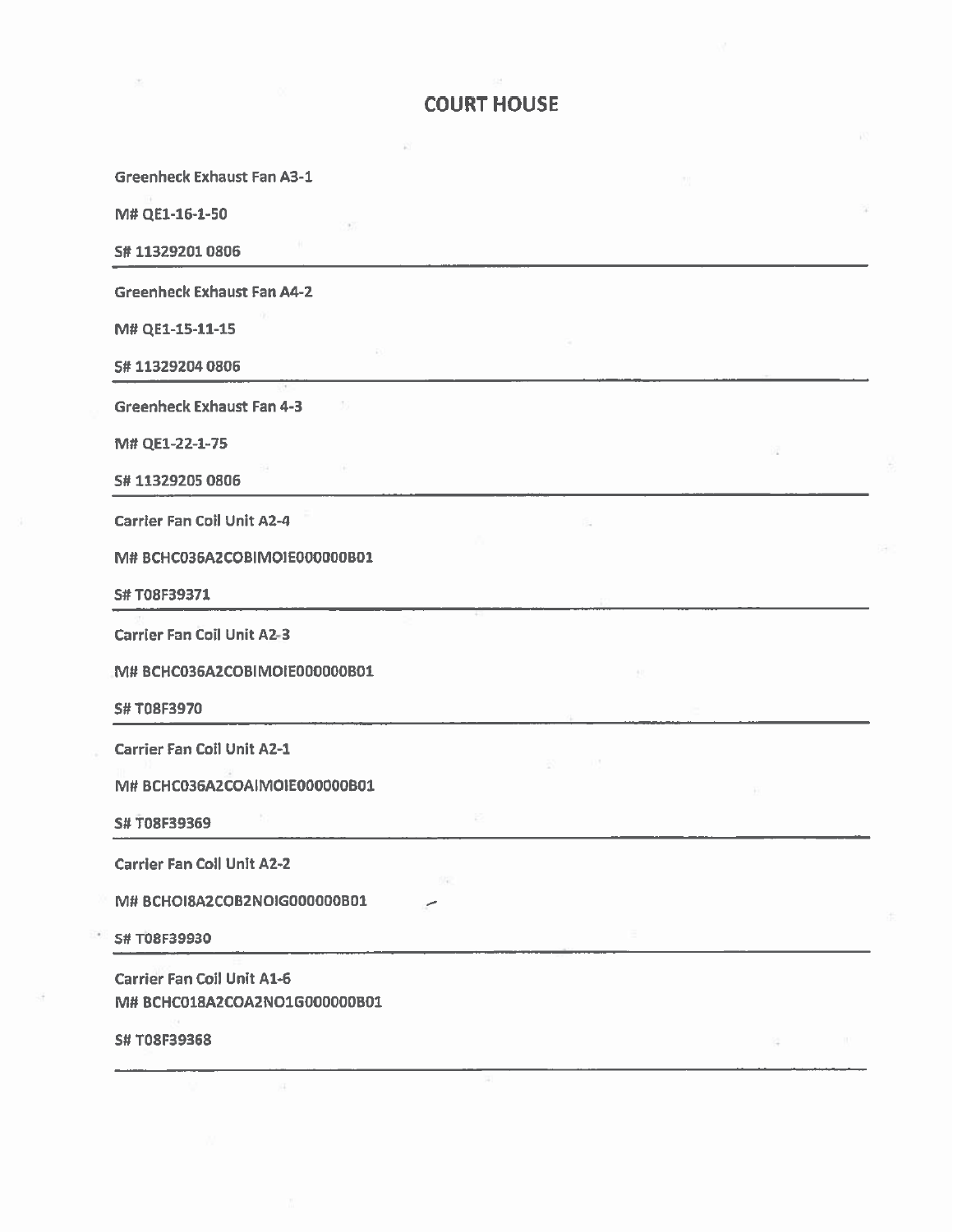# COURT HOUSE

Greenheck Exhaust Fan A3-1

M# QE1-16-1-50

S# 11329201 0806

---

Greenheck Exhaust Fan A4-2

M# QE1-15-11-15

S# 11329204 0806

---

Greenheck Exhaust Fan 4-3

M# QE1-22-1-75

S# 11329205 0806

---

Carrier Fan Coil Unit A2-4

M# BCHC036A2COBIMOIE000000B01

S# T08F39371

---

Carrier Fan Coil Unit A2-3

M# BCHC036A2COBIMOIE000000B01

S# T08F3970

---

Carrier Fan Coil Unit A2-1

M# BCHC036A2COAIMOIE000000B01

S# T08F39369

---

Carrier Fan Coil Unit A2-2

M# BCHOI8A2COB2NOIG000000B01

S# T08F39930

---

Carrier Fan Coil Unit A1-6
M# BCHC018A2COA2NO1G000000B01

S# T08F39368

---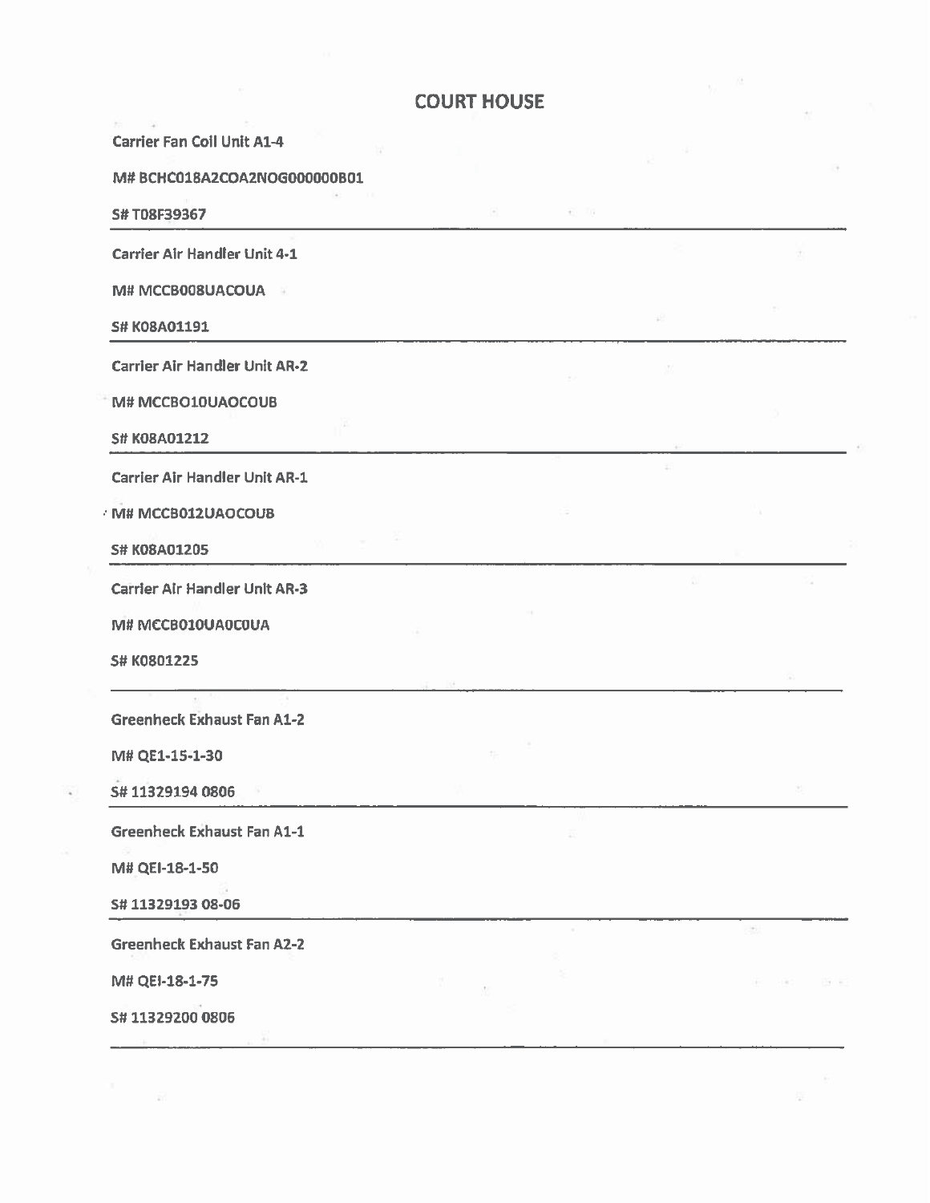# COURT HOUSE

**Carrier Fan Coil Unit A1-4**

**M# BCHC018A2COA2NOG000000B01**

**S# T08F39367**

---

**Carrier Air Handler Unit 4-1**

**M# MCCB008UACOUA**

**S# K08A01191**

---

**Carrier Air Handler Unit AR-2**

**M# MCCBO10UAOCOUB**

**S# K08A01212**

---

**Carrier Air Handler Unit AR-1**

**M# MCCB012UAOCOUB**

**S# K08A01205**

---

**Carrier Air Handler Unit AR-3**

**M# MCCB010UA0C0UA**

**S# K0801225**

---

**Greenheck Exhaust Fan A1-2**

**M# QE1-15-1-30**

**S# 11329194 0806**

---

**Greenheck Exhaust Fan A1-1**

**M# QEI-18-1-50**

**S# 11329193 08-06**

---

**Greenheck Exhaust Fan A2-2**

**M# QEI-18-1-75**

**S# 11329200 0806**

---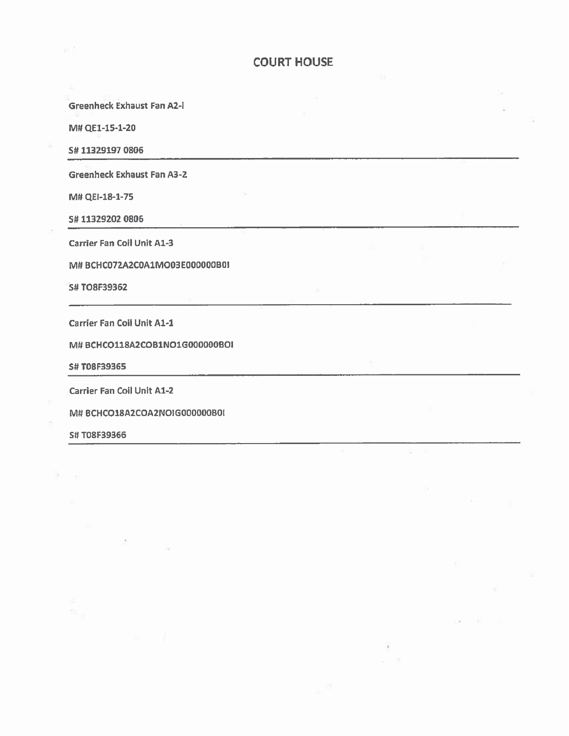# COURT HOUSE

**Greenheck Exhaust Fan A2-l**

**M# QE1-15-1-20**

**S# 11329197 0806**

---

**Greenheck Exhaust Fan A3-2**

**M# QEI-18-1-75**

**S# 11329202 0806**

---

**Carrier Fan Coil Unit A1-3**

**M# BCHC072A2C0A1MO03E000000B0I**

**S# TO8F39362**

---

**Carrier Fan Coil Unit A1-1**

**M# BCHCO118A2COB1NO1G000000BOI**

**S# T08F39365**

---

**Carrier Fan Coil Unit A1-2**

**M# BCHCO18A2COA2NOIG000000B0I**

**S# T08F39366**

---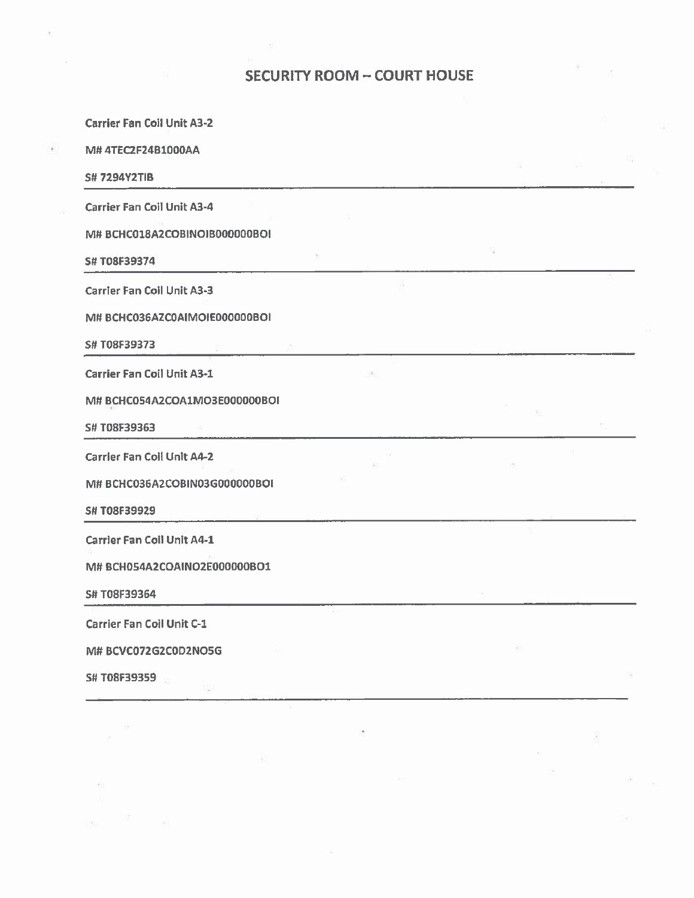# SECURITY ROOM – COURT HOUSE

**Carrier Fan Coil Unit A3-2**

**M# 4TEC2F24B1000AA**

**S# 7294Y2TIB**

---

**Carrier Fan Coil Unit A3-4**

**M# BCHC018A2COBINOIB000000BOI**

**S# T08F39374**

---

**Carrier Fan Coil Unit A3-3**

**M# BCHC036AZC0AIMOIE000000BOI**

**S# T08F39373**

---

**Carrier Fan Coil Unit A3-1**

**M# BCHC054A2COA1MO3E000000BOI**

**S# T08F39363**

---

**Carrier Fan Coil Unit A4-2**

**M# BCHC036A2COBIN03G000000BOI**

**S# T08F39929**

---

**Carrier Fan Coil Unit A4-1**

**M# BCH054A2COAINO2E000000BO1**

**S# T08F39364**

---

**Carrier Fan Coil Unit C-1**

**M# BCVC072G2C0D2NO5G**

**S# T08F39359**

---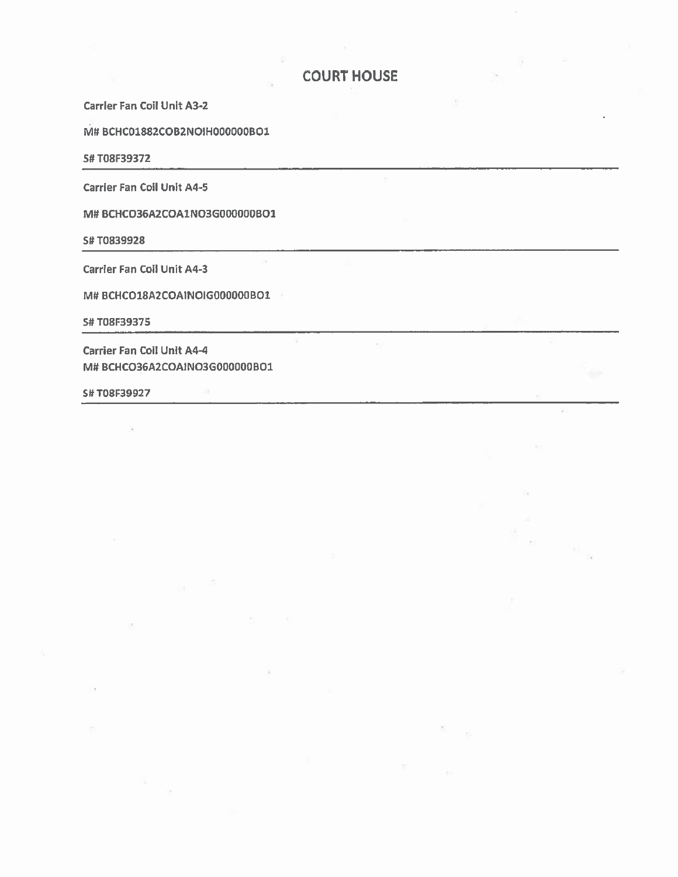# COURT HOUSE

**Carrier Fan Coil Unit A3-2**

**M# BCHC01882COB2NOIH000000BO1**

**S# T08F39372**

---

**Carrier Fan Coil Unit A4-5**

**M# BCHCO36A2COA1NO3G000000BO1**

**S# T0839928**

---

**Carrier Fan Coil Unit A4-3**

**M# BCHCO18A2COAINOIG000000BO1**

**S# T08F39375**

---

**Carrier Fan Coil Unit A4-4**
**M# BCHCO36A2COAINO3G000000BO1**

**S# T08F39927**

---